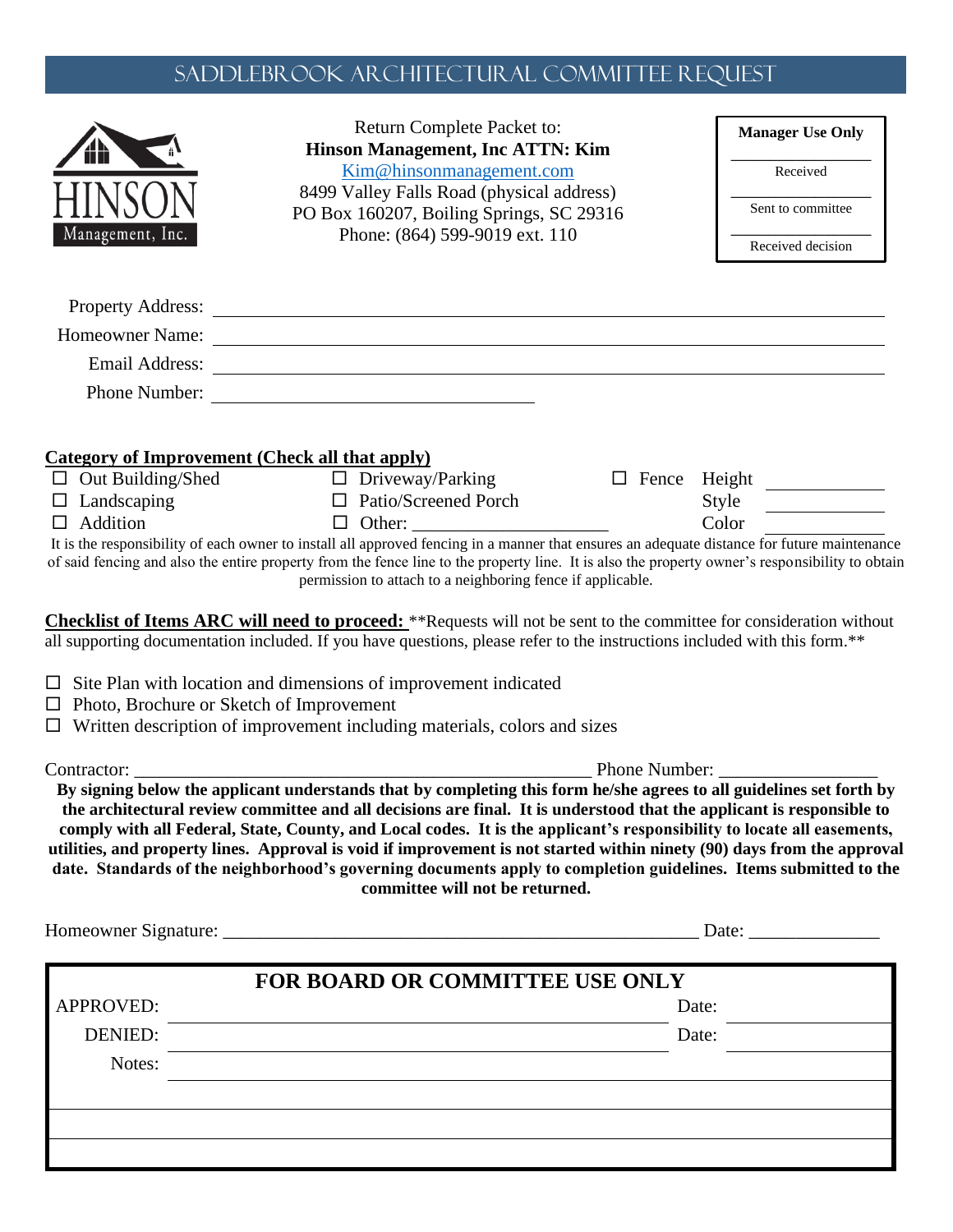# SADDLEBROOK ARCHITECTURAL COMMITTEE REQUEST

HINSON Management, Inc.

Return Complete Packet to:
**Hinson Management, Inc ATTN: Kim**
Kim@hinsonmanagement.com
8499 Valley Falls Road (physical address)
PO Box 160207, Boiling Springs, SC 29316
Phone: (864) 599-9019 ext. 110

| **Manager Use Only** |
|---|
| Received |
| Sent to committee |
| Received decision |

Property Address: ______________________________

Homeowner Name: ______________________________

Email Address: ______________________________

Phone Number: ______________________________

**Category of Improvement (Check all that apply)**

- ☐ Out Building/Shed
- ☐ Driveway/Parking
- ☐ Fence Height ____________ Style ____________ Color ____________
- ☐ Landscaping
- ☐ Patio/Screened Porch
- ☐ Addition
- ☐ Other: ____________________

It is the responsibility of each owner to install all approved fencing in a manner that ensures an adequate distance for future maintenance of said fencing and also the entire property from the fence line to the property line. It is also the property owner's responsibility to obtain permission to attach to a neighboring fence if applicable.

**Checklist of Items ARC will need to proceed:** **Requests will not be sent to the committee for consideration without all supporting documentation included. If you have questions, please refer to the instructions included with this form.**

- ☐ Site Plan with location and dimensions of improvement indicated
- ☐ Photo, Brochure or Sketch of Improvement
- ☐ Written description of improvement including materials, colors and sizes

Contractor: __________________________________________________ Phone Number: ________________

**By signing below the applicant understands that by completing this form he/she agrees to all guidelines set forth by the architectural review committee and all decisions are final. It is understood that the applicant is responsible to comply with all Federal, State, County, and Local codes. It is the applicant's responsibility to locate all easements, utilities, and property lines. Approval is void if improvement is not started within ninety (90) days from the approval date. Standards of the neighborhood's governing documents apply to completion guidelines. Items submitted to the committee will not be returned.**

Homeowner Signature: ____________________________________________________ Date: _____________

**FOR BOARD OR COMMITTEE USE ONLY**

APPROVED: ______________________________ Date: ____________

DENIED: ______________________________ Date: ____________

Notes: ______________________________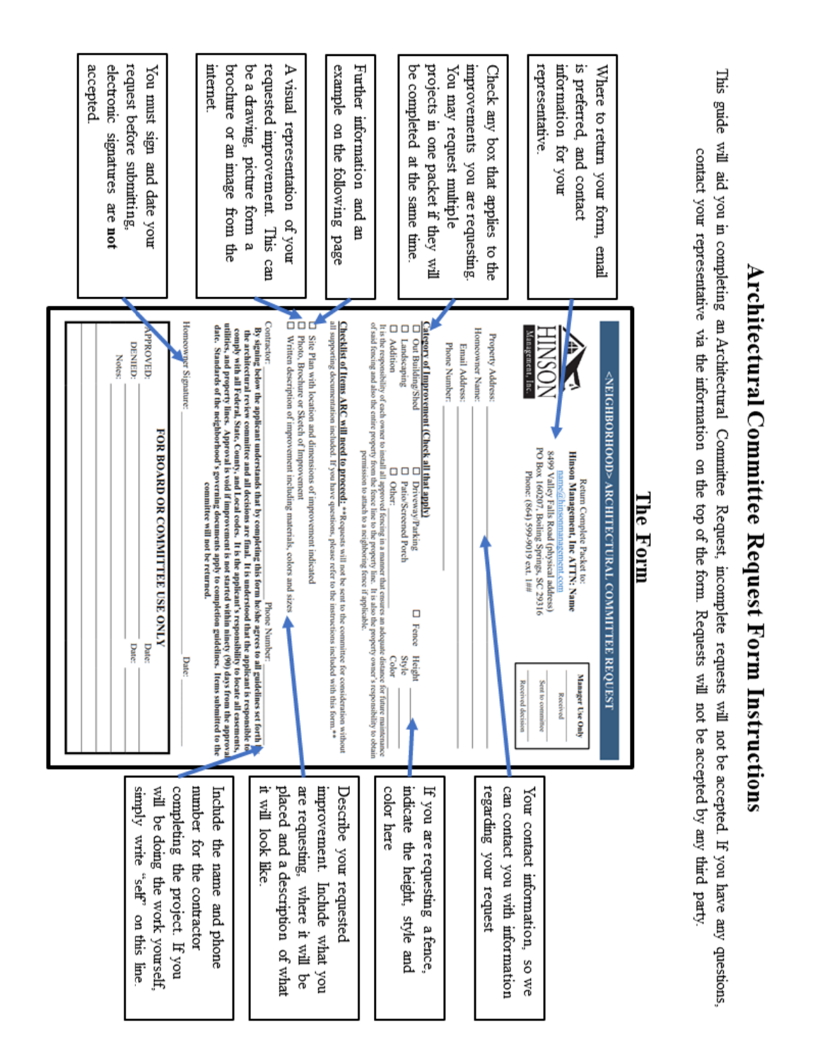# Architectural Committee Request Form Instructions

This guide will aid you in completing an Architectural Committee Request, incomplete requests will not be accepted. If you have any questions, contact your representative via the information on the top of the form. Requests will not be accepted by any third party.

## The Form

Where to return your form, email is preferred, and contact information for your representative.

Check any box that applies to the improvements you are requesting. You may request multiple projects in one packet if they will be completed at the same time.

Further information and an example on the following page

A visual representation of your requested improvement. This can be a drawing, picture form a brochure or an image from the internet.

You must sign and date your request before submitting, electronic signatures are **not** accepted.

Your contact information, so we can contact you with information regarding your request

If you are requesting a fence, indicate the height, style and color here

Describe your requested improvement. Include what you are requesting, where it will be placed and a description of what it will look like.

Include the name and phone number for the contractor completing the project. If you will be doing the work yourself, simply write "self" on this line.

---

**<NEIGHBORHOOD> ARCHITECTURAL COMMITTEE REQUEST**

HINSON Management, Inc.

Return Complete Packet to:
**Hinson Management, Inc ATTN: Name**
name@hinsonmanagement.com
8499 Valley Falls Road (physical address)
PO Box 160207, Boiling Springs, SC 29316
Phone: (864) 599-9019 ext. 1##

| Manager Use Only | |
|---|---|
| Received | |
| Sent to committee | |
| Received decision | |

Property Address: ______
Homeowner Name: ______
Email Address: ______
Phone Number: ______

**Category of Improvement (Check all that apply)**

- ☐ Out Building/Shed
- ☐ Landscaping
- ☐ Addition
- ☐ Driveway/Parking
- ☐ Patio/Screened Porch
- ☐ Other: ______
- ☐ Fence Height ______ Style ______ Color ______

It is the responsibility of each owner to install all approved fencing in a manner that ensures an adequate distance for future maintenance of said fencing and also the entire property from the fence line to the property line. It is also the property owner's responsibility to obtain permission to attach to a neighboring fence if applicable.

**Checklist of Items ARC will need to proceed:** **Requests will not be sent to the committee for consideration without all supporting documentation included. If you have questions, please refer to the instructions included with this form.**

- ☐ Site Plan with location and dimensions of improvement indicated
- ☐ Photo, Brochure or Sketch of Improvement
- ☐ Written description of improvement including materials, colors and sizes

Contractor: ______ Phone Number: ______

**By signing below the applicant understands that by completing this form he/she agrees to all guidelines set forth by the architectural review committee and all decisions are final. It is understood that the applicant is responsible to comply with all Federal, State, County, and Local codes. It is the applicant's responsibility to locate all easements, utilities, and property lines. Approval is void if improvement is not started within ninety (90) days from the approval date. Standards of the neighborhood's governing documents apply to completion guidelines. Items submitted to the committee will not be returned.**

Homeowner Signature: ______ Date: ______

**FOR BOARD OR COMMITTEE USE ONLY**

APPROVED: ______ Date: ______
DENIED: ______ Date: ______
Notes: ______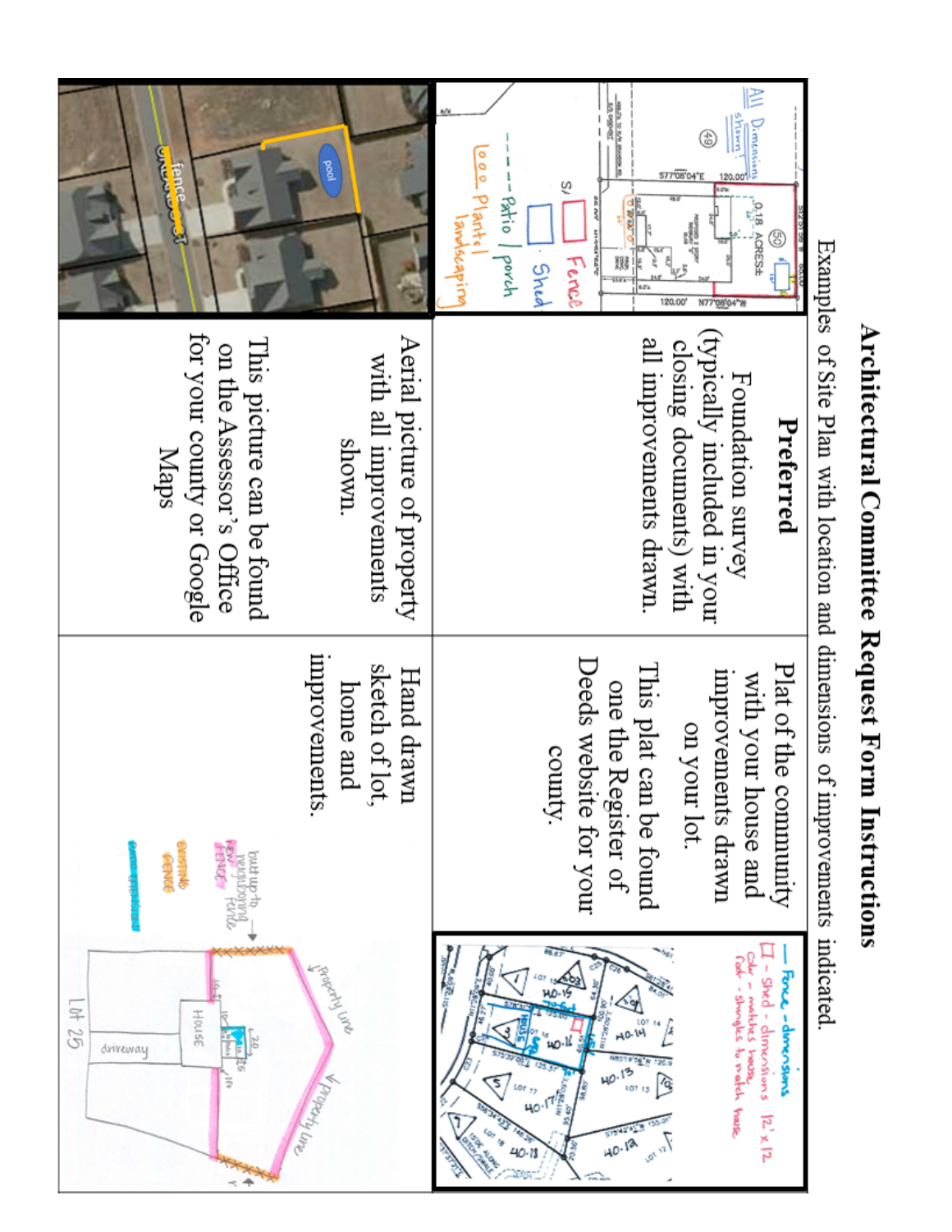# Architectural Committee Request Form Instructions

Examples of Site Plan with location and dimensions of improvements indicated.

| | | |
|---|---|---|
| | **Preferred** Foundation survey (typically included in your closing documents) with all improvements drawn. | Aerial picture of property with all improvements shown. This picture can be found on the Assessor's Office for your county or Google Maps |
| | Plat of the community with your house and improvements drawn on your lot. This plat can be found one the Register of Deeds website for your county. | Hand drawn sketch of lot, home and improvements. |